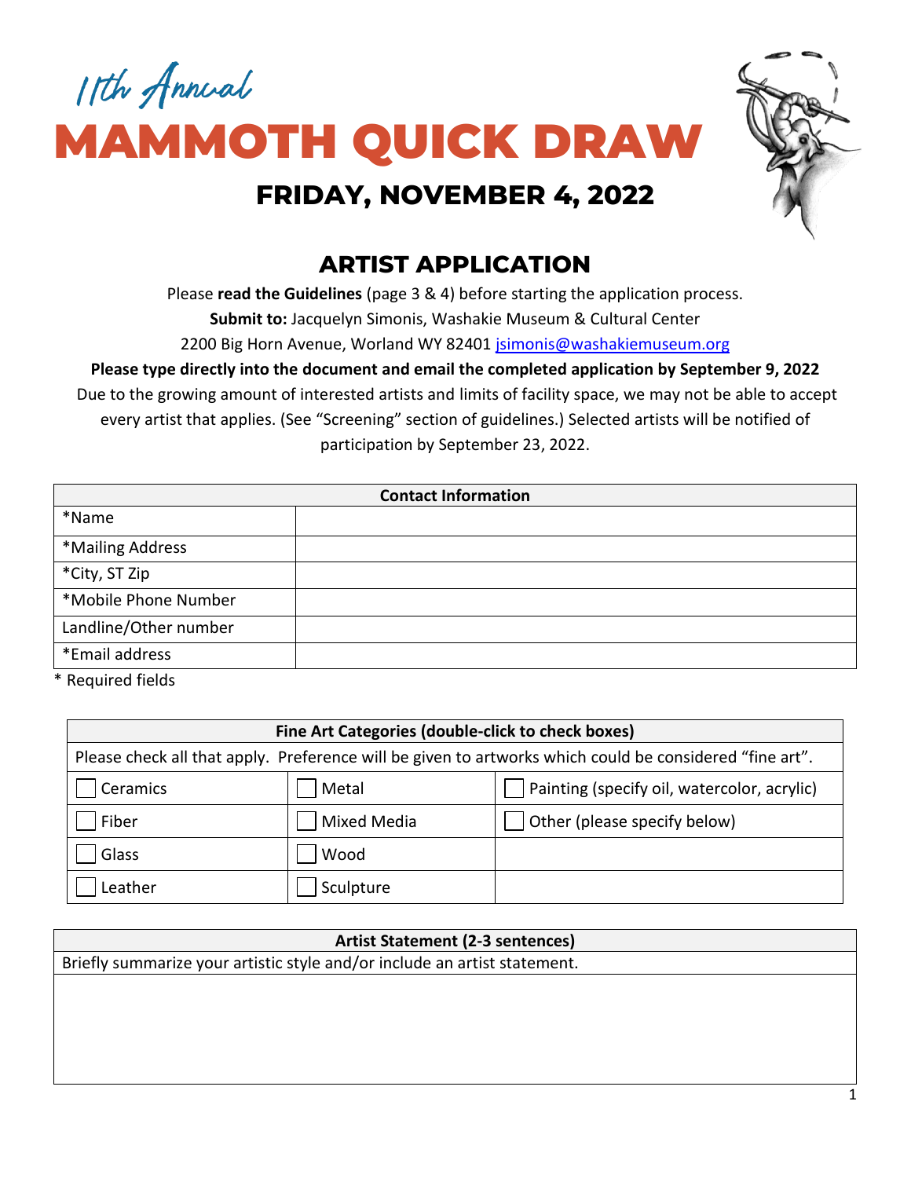*11th Annual*

# MAMMOTH QUICK DRAW

## FRIDAY, NOVEMBER 4, 2022

## ARTIST APPLICATION

Please **read the Guidelines** (page 3 & 4) before starting the application process.

**Submit to:** Jacquelyn Simonis, Washakie Museum & Cultural Center

2200 Big Horn Avenue, Worland WY 82401 jsimonis@washakiemuseum.org

**Please type directly into the document and email the completed application by September 9, 2022**

Due to the growing amount of interested artists and limits of facility space, we may not be able to accept every artist that applies. (See "Screening" section of guidelines.) Selected artists will be notified of participation by September 23, 2022.

| Contact Information | |
|---|---|
| *Name | |
| *Mailing Address | |
| *City, ST Zip | |
| *Mobile Phone Number | |
| Landline/Other number | |
| *Email address | |

* Required fields

| Fine Art Categories (double-click to check boxes) | | |
|---|---|---|
| Please check all that apply. Preference will be given to artworks which could be considered "fine art". | | |
| ☐ Ceramics | ☐ Metal | ☐ Painting (specify oil, watercolor, acrylic) |
| ☐ Fiber | ☐ Mixed Media | ☐ Other (please specify below) |
| ☐ Glass | ☐ Wood | |
| ☐ Leather | ☐ Sculpture | |

| Artist Statement (2-3 sentences) |
|---|
| Briefly summarize your artistic style and/or include an artist statement. |
| |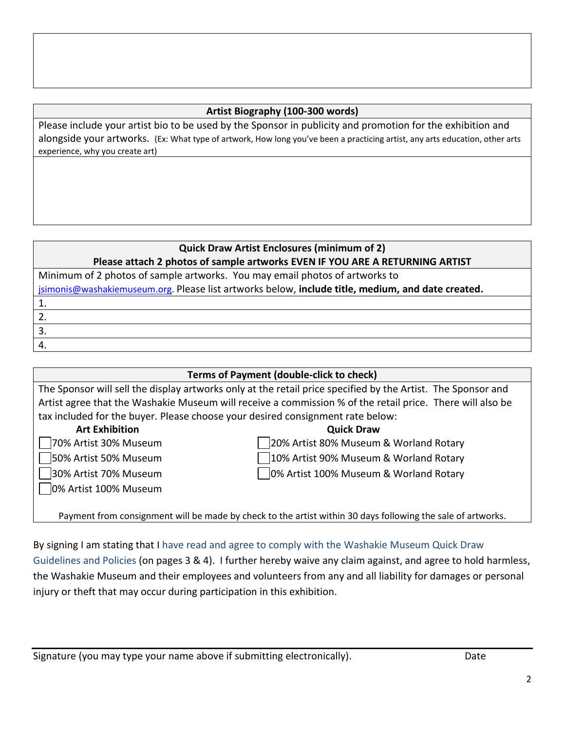**Artist Biography (100-300 words)**

Please include your artist bio to be used by the Sponsor in publicity and promotion for the exhibition and alongside your artworks. (Ex: What type of artwork, How long you've been a practicing artist, any arts education, other arts experience, why you create art)

**Quick Draw Artist Enclosures (minimum of 2)**
**Please attach 2 photos of sample artworks EVEN IF YOU ARE A RETURNING ARTIST**

Minimum of 2 photos of sample artworks. You may email photos of artworks to jsimonis@washakiemuseum.org. Please list artworks below, **include title, medium, and date created.**

1.
2.
3.
4.

**Terms of Payment (double-click to check)**

The Sponsor will sell the display artworks only at the retail price specified by the Artist. The Sponsor and Artist agree that the Washakie Museum will receive a commission % of the retail price. There will also be tax included for the buyer. Please choose your desired consignment rate below:

| Art Exhibition | Quick Draw |
|---|---|
| ☐ 70% Artist 30% Museum | ☐ 20% Artist 80% Museum & Worland Rotary |
| ☐ 50% Artist 50% Museum | ☐ 10% Artist 90% Museum & Worland Rotary |
| ☐ 30% Artist 70% Museum | ☐ 0% Artist 100% Museum & Worland Rotary |
| ☐ 0% Artist 100% Museum | |

Payment from consignment will be made by check to the artist within 30 days following the sale of artworks.

By signing I am stating that I have read and agree to comply with the Washakie Museum Quick Draw Guidelines and Policies (on pages 3 & 4). I further hereby waive any claim against, and agree to hold harmless, the Washakie Museum and their employees and volunteers from any and all liability for damages or personal injury or theft that may occur during participation in this exhibition.

Signature (you may type your name above if submitting electronically). Date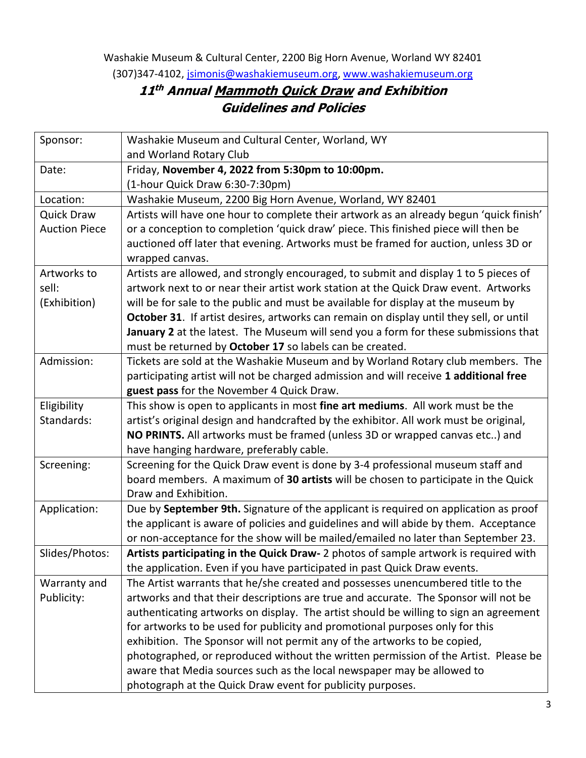Washakie Museum & Cultural Center, 2200 Big Horn Avenue, Worland WY 82401

(307)347-4102, jsimonis@washakiemuseum.org, www.washakiemuseum.org

# ***11th Annual Mammoth Quick Draw and Exhibition Guidelines and Policies***

| | |
|---|---|
| Sponsor: | Washakie Museum and Cultural Center, Worland, WY and Worland Rotary Club |
| Date: | Friday, **November 4, 2022 from 5:30pm to 10:00pm.** (1-hour Quick Draw 6:30-7:30pm) |
| Location: | Washakie Museum, 2200 Big Horn Avenue, Worland, WY 82401 |
| Quick Draw Auction Piece | Artists will have one hour to complete their artwork as an already begun 'quick finish' or a conception to completion 'quick draw' piece. This finished piece will then be auctioned off later that evening. Artworks must be framed for auction, unless 3D or wrapped canvas. |
| Artworks to sell: (Exhibition) | Artists are allowed, and strongly encouraged, to submit and display 1 to 5 pieces of artwork next to or near their artist work station at the Quick Draw event. Artworks will be for sale to the public and must be available for display at the museum by **October 31**. If artist desires, artworks can remain on display until they sell, or until **January 2** at the latest. The Museum will send you a form for these submissions that must be returned by **October 17** so labels can be created. |
| Admission: | Tickets are sold at the Washakie Museum and by Worland Rotary club members. The participating artist will not be charged admission and will receive **1 additional free guest pass** for the November 4 Quick Draw. |
| Eligibility Standards: | This show is open to applicants in most **fine art mediums**. All work must be the artist's original design and handcrafted by the exhibitor. All work must be original, **NO PRINTS.** All artworks must be framed (unless 3D or wrapped canvas etc..) and have hanging hardware, preferably cable. |
| Screening: | Screening for the Quick Draw event is done by 3-4 professional museum staff and board members. A maximum of **30 artists** will be chosen to participate in the Quick Draw and Exhibition. |
| Application: | Due by **September 9th.** Signature of the applicant is required on application as proof the applicant is aware of policies and guidelines and will abide by them. Acceptance or non-acceptance for the show will be mailed/emailed no later than September 23. |
| Slides/Photos: | **Artists participating in the Quick Draw-** 2 photos of sample artwork is required with the application. Even if you have participated in past Quick Draw events. |
| Warranty and Publicity: | The Artist warrants that he/she created and possesses unencumbered title to the artworks and that their descriptions are true and accurate. The Sponsor will not be authenticating artworks on display. The artist should be willing to sign an agreement for artworks to be used for publicity and promotional purposes only for this exhibition. The Sponsor will not permit any of the artworks to be copied, photographed, or reproduced without the written permission of the Artist. Please be aware that Media sources such as the local newspaper may be allowed to photograph at the Quick Draw event for publicity purposes. |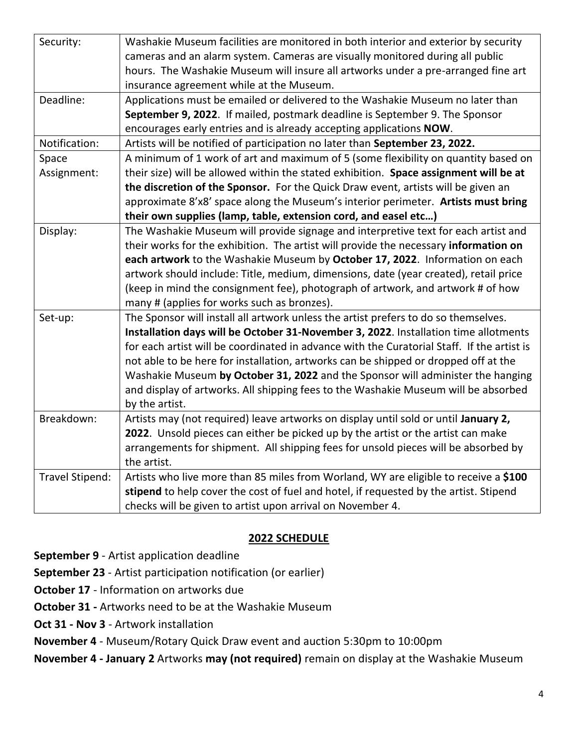| Security: | Washakie Museum facilities are monitored in both interior and exterior by security cameras and an alarm system. Cameras are visually monitored during all public hours. The Washakie Museum will insure all artworks under a pre-arranged fine art insurance agreement while at the Museum. |
|---|---|
| Deadline: | Applications must be emailed or delivered to the Washakie Museum no later than **September 9, 2022**. If mailed, postmark deadline is September 9. The Sponsor encourages early entries and is already accepting applications **NOW**. |
| Notification: | Artists will be notified of participation no later than **September 23, 2022.** |
| Space Assignment: | A minimum of 1 work of art and maximum of 5 (some flexibility on quantity based on their size) will be allowed within the stated exhibition. **Space assignment will be at the discretion of the Sponsor.** For the Quick Draw event, artists will be given an approximate 8'x8' space along the Museum's interior perimeter. **Artists must bring their own supplies (lamp, table, extension cord, and easel etc…)** |
| Display: | The Washakie Museum will provide signage and interpretive text for each artist and their works for the exhibition. The artist will provide the necessary **information on each artwork** to the Washakie Museum by **October 17, 2022**. Information on each artwork should include: Title, medium, dimensions, date (year created), retail price (keep in mind the consignment fee), photograph of artwork, and artwork # of how many # (applies for works such as bronzes). |
| Set-up: | The Sponsor will install all artwork unless the artist prefers to do so themselves. **Installation days will be October 31-November 3, 2022**. Installation time allotments for each artist will be coordinated in advance with the Curatorial Staff. If the artist is not able to be here for installation, artworks can be shipped or dropped off at the Washakie Museum **by October 31, 2022** and the Sponsor will administer the hanging and display of artworks. All shipping fees to the Washakie Museum will be absorbed by the artist. |
| Breakdown: | Artists may (not required) leave artworks on display until sold or until **January 2, 2022**. Unsold pieces can either be picked up by the artist or the artist can make arrangements for shipment. All shipping fees for unsold pieces will be absorbed by the artist. |
| Travel Stipend: | Artists who live more than 85 miles from Worland, WY are eligible to receive a **$100 stipend** to help cover the cost of fuel and hotel, if requested by the artist. Stipend checks will be given to artist upon arrival on November 4. |

## 2022 SCHEDULE

**September 9** - Artist application deadline

**September 23** - Artist participation notification (or earlier)

**October 17** - Information on artworks due

**October 31 -** Artworks need to be at the Washakie Museum

**Oct 31 - Nov 3** - Artwork installation

**November 4** - Museum/Rotary Quick Draw event and auction 5:30pm to 10:00pm

**November 4 - January 2** Artworks **may (not required)** remain on display at the Washakie Museum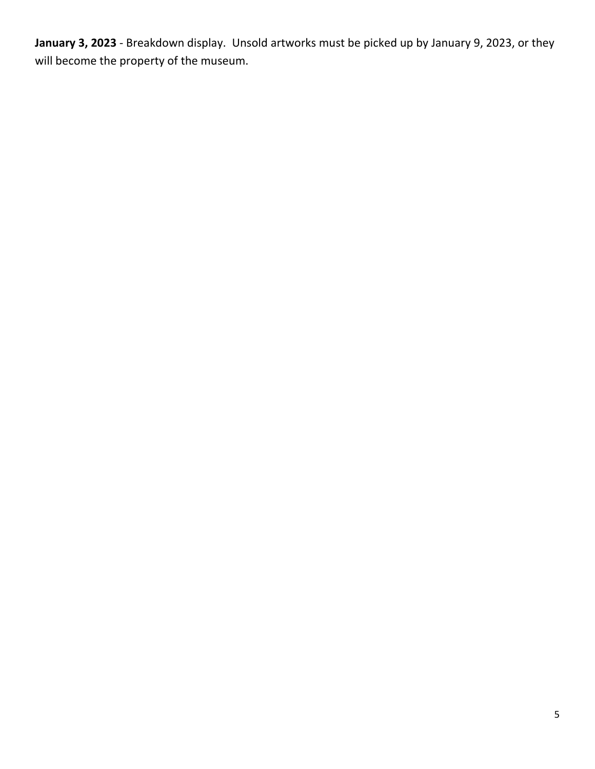**January 3, 2023** - Breakdown display. Unsold artworks must be picked up by January 9, 2023, or they will become the property of the museum.